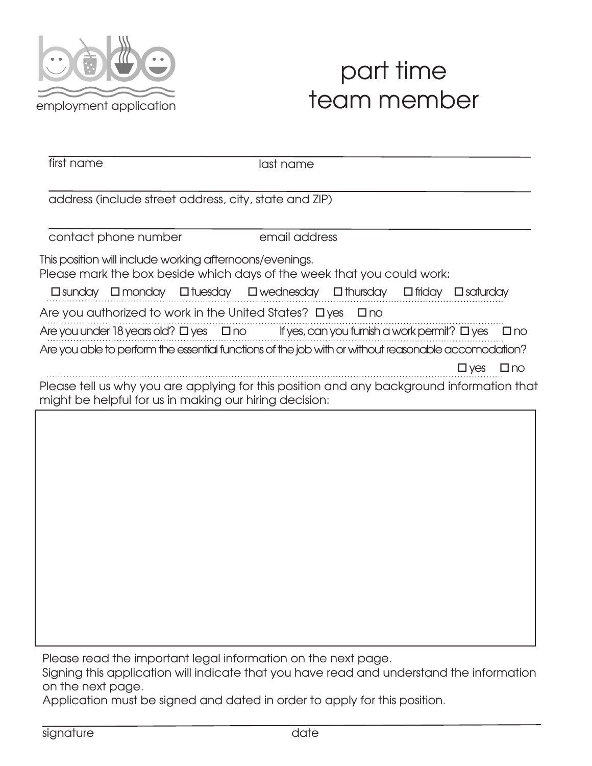employment application

# part time team member

first name ____________________ last name ____________________

address (include street address, city, state and ZIP) ____________________

contact phone number ____________________ email address ____________________

This position will include working afternoons/evenings.

Please mark the box beside which days of the week that you could work:

☐ sunday ☐ monday ☐ tuesday ☐ wednesday ☐ thursday ☐ friday ☐ saturday

Are you authorized to work in the United States? ☐ yes ☐ no

Are you under 18 years old? ☐ yes ☐ no If yes, can you furnish a work permit? ☐ yes ☐ no

Are you able to perform the essential functions of the job with or without reasonable accomodation?

☐ yes ☐ no

Please tell us why you are applying for this position and any background information that might be helpful for us in making our hiring decision:

Please read the important legal information on the next page.

Signing this application will indicate that you have read and understand the information on the next page.

Application must be signed and dated in order to apply for this position.

signature ____________________ date ____________________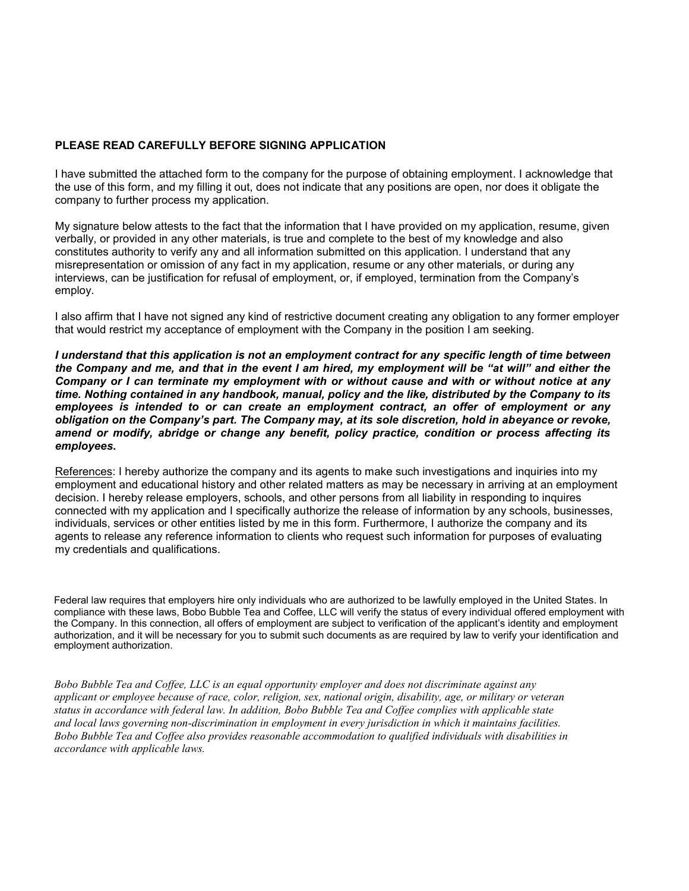**PLEASE READ CAREFULLY BEFORE SIGNING APPLICATION**

I have submitted the attached form to the company for the purpose of obtaining employment. I acknowledge that the use of this form, and my filling it out, does not indicate that any positions are open, nor does it obligate the company to further process my application.

My signature below attests to the fact that the information that I have provided on my application, resume, given verbally, or provided in any other materials, is true and complete to the best of my knowledge and also constitutes authority to verify any and all information submitted on this application. I understand that any misrepresentation or omission of any fact in my application, resume or any other materials, or during any interviews, can be justification for refusal of employment, or, if employed, termination from the Company's employ.

I also affirm that I have not signed any kind of restrictive document creating any obligation to any former employer that would restrict my acceptance of employment with the Company in the position I am seeking.

***I understand that this application is not an employment contract for any specific length of time between the Company and me, and that in the event I am hired, my employment will be "at will" and either the Company or I can terminate my employment with or without cause and with or without notice at any time. Nothing contained in any handbook, manual, policy and the like, distributed by the Company to its employees is intended to or can create an employment contract, an offer of employment or any obligation on the Company's part. The Company may, at its sole discretion, hold in abeyance or revoke, amend or modify, abridge or change any benefit, policy practice, condition or process affecting its employees.***

References: I hereby authorize the company and its agents to make such investigations and inquiries into my employment and educational history and other related matters as may be necessary in arriving at an employment decision. I hereby release employers, schools, and other persons from all liability in responding to inquires connected with my application and I specifically authorize the release of information by any schools, businesses, individuals, services or other entities listed by me in this form. Furthermore, I authorize the company and its agents to release any reference information to clients who request such information for purposes of evaluating my credentials and qualifications.

Federal law requires that employers hire only individuals who are authorized to be lawfully employed in the United States. In compliance with these laws, Bobo Bubble Tea and Coffee, LLC will verify the status of every individual offered employment with the Company. In this connection, all offers of employment are subject to verification of the applicant's identity and employment authorization, and it will be necessary for you to submit such documents as are required by law to verify your identification and employment authorization.

*Bobo Bubble Tea and Coffee, LLC is an equal opportunity employer and does not discriminate against any applicant or employee because of race, color, religion, sex, national origin, disability, age, or military or veteran status in accordance with federal law. In addition, Bobo Bubble Tea and Coffee complies with applicable state and local laws governing non-discrimination in employment in every jurisdiction in which it maintains facilities. Bobo Bubble Tea and Coffee also provides reasonable accommodation to qualified individuals with disabilities in accordance with applicable laws.*